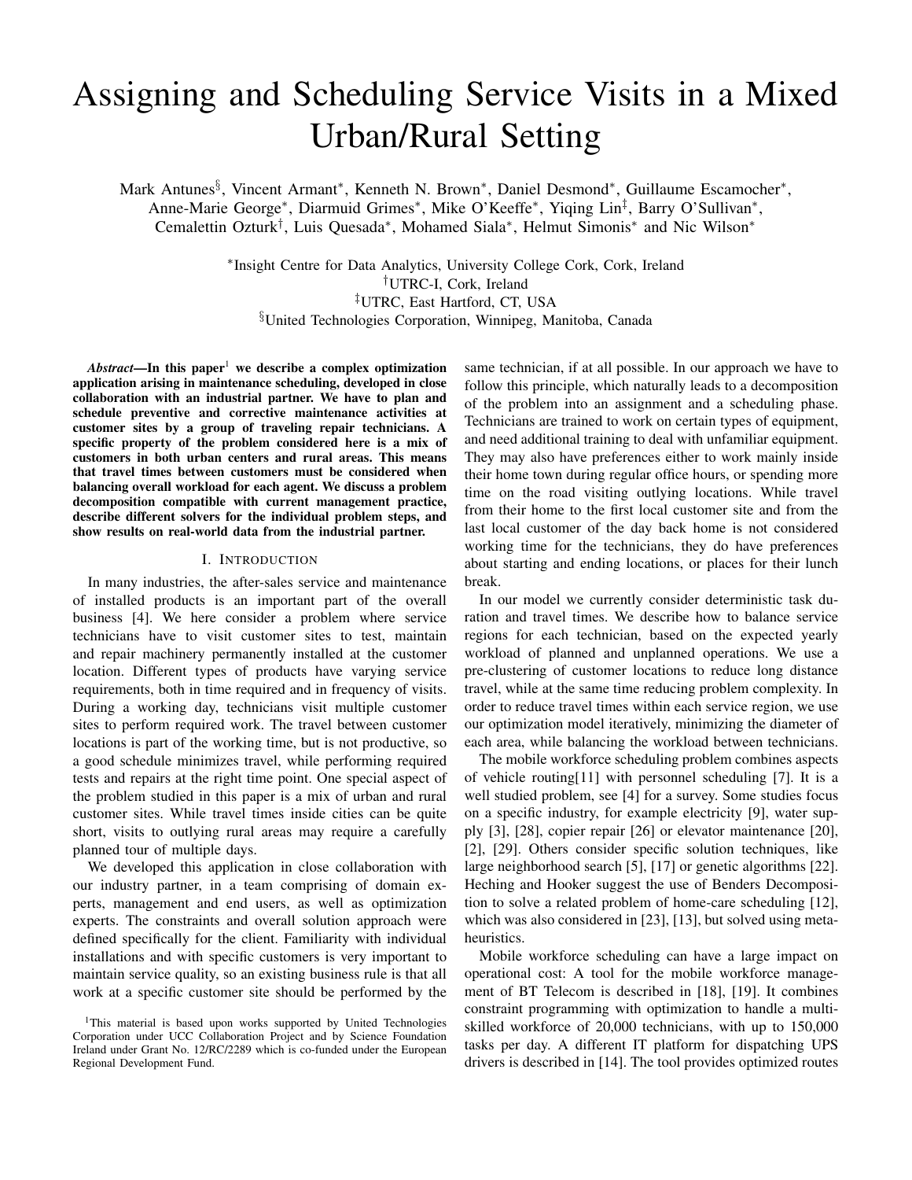# Assigning and Scheduling Service Visits in a Mixed Urban/Rural Setting

Mark Antunes[§], Vincent Armant[*], Kenneth N. Brown[*], Daniel Desmond[*], Guillaume Escamocher[*], Anne-Marie George[*], Diarmuid Grimes[*], Mike O'Keeffe[*], Yiqing Lin[‡], Barry O'Sullivan[*], Cemalettin Ozturk[†], Luis Quesada[*], Mohamed Siala[*], Helmut Simonis[*] and Nic Wilson[*]

[*]Insight Centre for Data Analytics, University College Cork, Cork, Ireland
[†]UTRC-I, Cork, Ireland
[‡]UTRC, East Hartford, CT, USA
[§]United Technologies Corporation, Winnipeg, Manitoba, Canada

***Abstract*—In this paper[1] we describe a complex optimization application arising in maintenance scheduling, developed in close collaboration with an industrial partner. We have to plan and schedule preventive and corrective maintenance activities at customer sites by a group of traveling repair technicians. A specific property of the problem considered here is a mix of customers in both urban centers and rural areas. This means that travel times between customers must be considered when balancing overall workload for each agent. We discuss a problem decomposition compatible with current management practice, describe different solvers for the individual problem steps, and show results on real-world data from the industrial partner.**

## I. Introduction

In many industries, the after-sales service and maintenance of installed products is an important part of the overall business [4]. We here consider a problem where service technicians have to visit customer sites to test, maintain and repair machinery permanently installed at the customer location. Different types of products have varying service requirements, both in time required and in frequency of visits. During a working day, technicians visit multiple customer sites to perform required work. The travel between customer locations is part of the working time, but is not productive, so a good schedule minimizes travel, while performing required tests and repairs at the right time point. One special aspect of the problem studied in this paper is a mix of urban and rural customer sites. While travel times inside cities can be quite short, visits to outlying rural areas may require a carefully planned tour of multiple days.

We developed this application in close collaboration with our industry partner, in a team comprising of domain experts, management and end users, as well as optimization experts. The constraints and overall solution approach were defined specifically for the client. Familiarity with individual installations and with specific customers is very important to maintain service quality, so an existing business rule is that all work at a specific customer site should be performed by the same technician, if at all possible. In our approach we have to follow this principle, which naturally leads to a decomposition of the problem into an assignment and a scheduling phase. Technicians are trained to work on certain types of equipment, and need additional training to deal with unfamiliar equipment. They may also have preferences either to work mainly inside their home town during regular office hours, or spending more time on the road visiting outlying locations. While travel from their home to the first local customer site and from the last local customer of the day back home is not considered working time for the technicians, they do have preferences about starting and ending locations, or places for their lunch break.

In our model we currently consider deterministic task duration and travel times. We describe how to balance service regions for each technician, based on the expected yearly workload of planned and unplanned operations. We use a pre-clustering of customer locations to reduce long distance travel, while at the same time reducing problem complexity. In order to reduce travel times within each service region, we use our optimization model iteratively, minimizing the diameter of each area, while balancing the workload between technicians.

The mobile workforce scheduling problem combines aspects of vehicle routing[11] with personnel scheduling [7]. It is a well studied problem, see [4] for a survey. Some studies focus on a specific industry, for example electricity [9], water supply [3], [28], copier repair [26] or elevator maintenance [20], [2], [29]. Others consider specific solution techniques, like large neighborhood search [5], [17] or genetic algorithms [22]. Heching and Hooker suggest the use of Benders Decomposition to solve a related problem of home-care scheduling [12], which was also considered in [23], [13], but solved using metaheuristics.

Mobile workforce scheduling can have a large impact on operational cost: A tool for the mobile workforce management of BT Telecom is described in [18], [19]. It combines constraint programming with optimization to handle a multi-skilled workforce of 20,000 technicians, with up to 150,000 tasks per day. A different IT platform for dispatching UPS drivers is described in [14]. The tool provides optimized routes

[1]This material is based upon works supported by United Technologies Corporation under UCC Collaboration Project and by Science Foundation Ireland under Grant No. 12/RC/2289 which is co-funded under the European Regional Development Fund.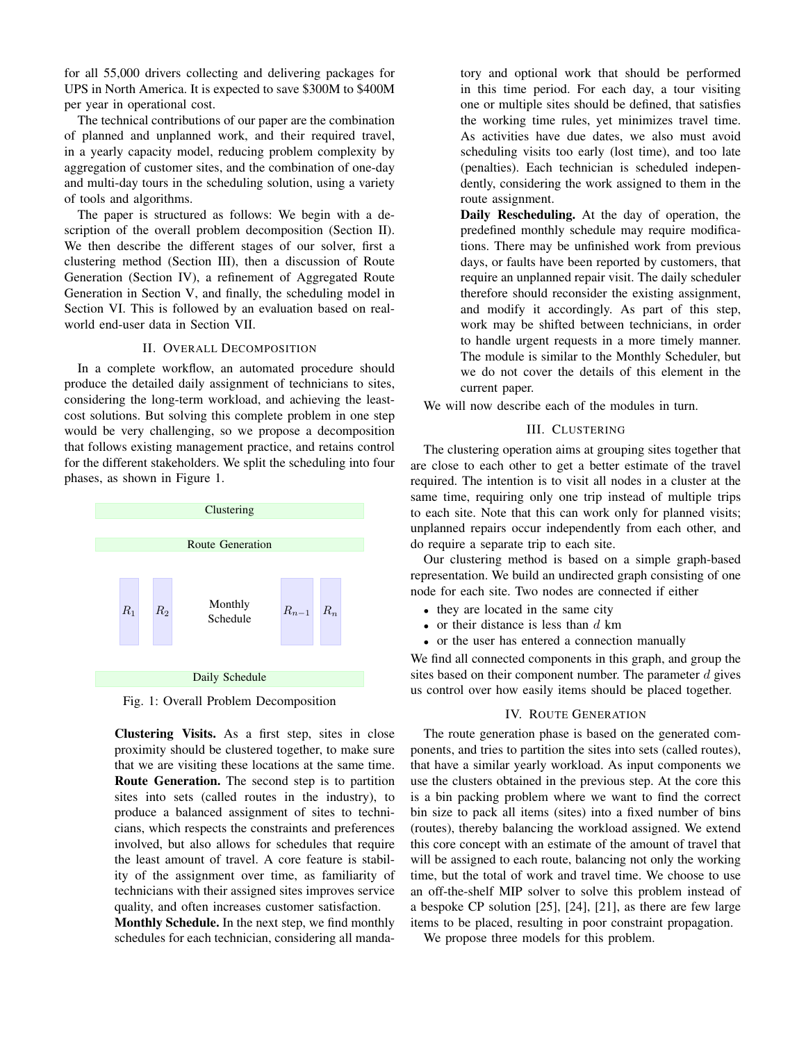for all 55,000 drivers collecting and delivering packages for UPS in North America. It is expected to save \$300M to \$400M per year in operational cost.

The technical contributions of our paper are the combination of planned and unplanned work, and their required travel, in a yearly capacity model, reducing problem complexity by aggregation of customer sites, and the combination of one-day and multi-day tours in the scheduling solution, using a variety of tools and algorithms.

The paper is structured as follows: We begin with a description of the overall problem decomposition (Section II). We then describe the different stages of our solver, first a clustering method (Section III), then a discussion of Route Generation (Section IV), a refinement of Aggregated Route Generation in Section V, and finally, the scheduling model in Section VI. This is followed by an evaluation based on real-world end-user data in Section VII.

## II. Overall Decomposition

In a complete workflow, an automated procedure should produce the detailed daily assignment of technicians to sites, considering the long-term workload, and achieving the least-cost solutions. But solving this complete problem in one step would be very challenging, so we propose a decomposition that follows existing management practice, and retains control for the different stakeholders. We split the scheduling into four phases, as shown in Figure 1.

Clustering

Route Generation

$R_1$ $R_2$ Monthly Schedule $R_{n-1}$ $R_n$

Daily Schedule

Fig. 1: Overall Problem Decomposition

**Clustering Visits.** As a first step, sites in close proximity should be clustered together, to make sure that we are visiting these locations at the same time.

**Route Generation.** The second step is to partition sites into sets (called routes in the industry), to produce a balanced assignment of sites to technicians, which respects the constraints and preferences involved, but also allows for schedules that require the least amount of travel. A core feature is stability of the assignment over time, as familiarity of technicians with their assigned sites improves service quality, and often increases customer satisfaction.

**Monthly Schedule.** In the next step, we find monthly schedules for each technician, considering all mandatory and optional work that should be performed in this time period. For each day, a tour visiting one or multiple sites should be defined, that satisfies the working time rules, yet minimizes travel time. As activities have due dates, we also must avoid scheduling visits too early (lost time), and too late (penalties). Each technician is scheduled independently, considering the work assigned to them in the route assignment.

**Daily Rescheduling.** At the day of operation, the predefined monthly schedule may require modifications. There may be unfinished work from previous days, or faults have been reported by customers, that require an unplanned repair visit. The daily scheduler therefore should reconsider the existing assignment, and modify it accordingly. As part of this step, work may be shifted between technicians, in order to handle urgent requests in a more timely manner. The module is similar to the Monthly Scheduler, but we do not cover the details of this element in the current paper.

We will now describe each of the modules in turn.

## III. Clustering

The clustering operation aims at grouping sites together that are close to each other to get a better estimate of the travel required. The intention is to visit all nodes in a cluster at the same time, requiring only one trip instead of multiple trips to each site. Note that this can work only for planned visits; unplanned repairs occur independently from each other, and do require a separate trip to each site.

Our clustering method is based on a simple graph-based representation. We build an undirected graph consisting of one node for each site. Two nodes are connected if either

- they are located in the same city
- or their distance is less than $d$ km
- or the user has entered a connection manually

We find all connected components in this graph, and group the sites based on their component number. The parameter $d$ gives us control over how easily items should be placed together.

## IV. Route Generation

The route generation phase is based on the generated components, and tries to partition the sites into sets (called routes), that have a similar yearly workload. As input components we use the clusters obtained in the previous step. At the core this is a bin packing problem where we want to find the correct bin size to pack all items (sites) into a fixed number of bins (routes), thereby balancing the workload assigned. We extend this core concept with an estimate of the amount of travel that will be assigned to each route, balancing not only the working time, but the total of work and travel time. We choose to use an off-the-shelf MIP solver to solve this problem instead of a bespoke CP solution [25], [24], [21], as there are few large items to be placed, resulting in poor constraint propagation.

We propose three models for this problem.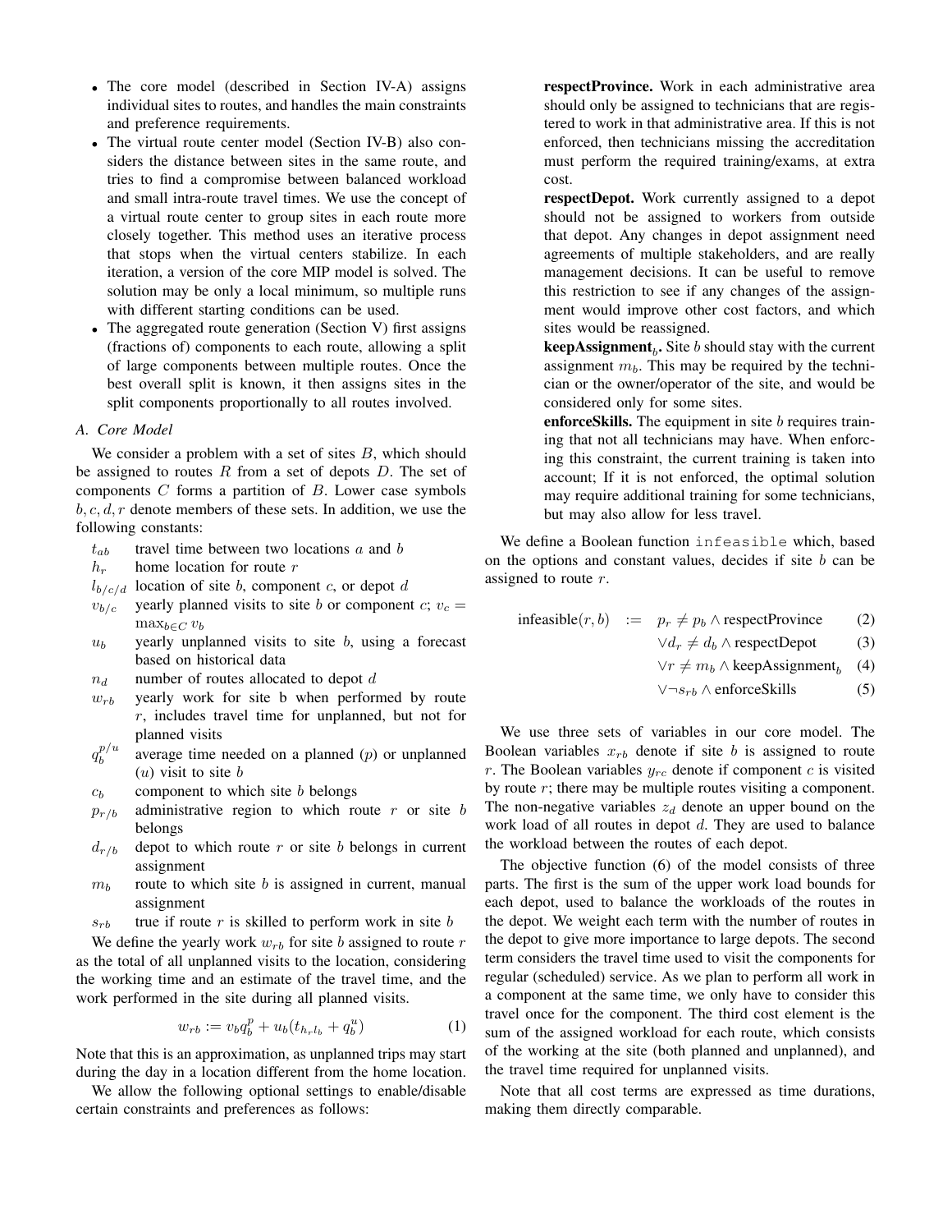- The core model (described in Section IV-A) assigns individual sites to routes, and handles the main constraints and preference requirements.
- The virtual route center model (Section IV-B) also considers the distance between sites in the same route, and tries to find a compromise between balanced workload and small intra-route travel times. We use the concept of a virtual route center to group sites in each route more closely together. This method uses an iterative process that stops when the virtual centers stabilize. In each iteration, a version of the core MIP model is solved. The solution may be only a local minimum, so multiple runs with different starting conditions can be used.
- The aggregated route generation (Section V) first assigns (fractions of) components to each route, allowing a split of large components between multiple routes. Once the best overall split is known, it then assigns sites in the split components proportionally to all routes involved.

### A. Core Model

We consider a problem with a set of sites $B$, which should be assigned to routes $R$ from a set of depots $D$. The set of components $C$ forms a partition of $B$. Lower case symbols $b, c, d, r$ denote members of these sets. In addition, we use the following constants:

- $t_{ab}$ travel time between two locations $a$ and $b$
- $h_r$ home location for route $r$
- $l_{b/c/d}$ location of site $b$, component $c$, or depot $d$
- $v_{b/c}$ yearly planned visits to site $b$ or component $c$; $v_c = \max_{b \in C} v_b$
- $u_b$ yearly unplanned visits to site $b$, using a forecast based on historical data
- $n_d$ number of routes allocated to depot $d$
- $w_{rb}$ yearly work for site b when performed by route $r$, includes travel time for unplanned, but not for planned visits
- $q_b^{p/u}$ average time needed on a planned ($p$) or unplanned ($u$) visit to site $b$
- $c_b$ component to which site $b$ belongs
- $p_{r/b}$ administrative region to which route $r$ or site $b$ belongs
- $d_{r/b}$ depot to which route $r$ or site $b$ belongs in current assignment
- $m_b$ route to which site $b$ is assigned in current, manual assignment
- $s_{rb}$ true if route $r$ is skilled to perform work in site $b$

We define the yearly work $w_{rb}$ for site $b$ assigned to route $r$ as the total of all unplanned visits to the location, considering the working time and an estimate of the travel time, and the work performed in the site during all planned visits.

$$w_{rb} := v_b q_b^p + u_b(t_{h_r l_b} + q_b^u) \tag{1}$$

Note that this is an approximation, as unplanned trips may start during the day in a location different from the home location.

We allow the following optional settings to enable/disable certain constraints and preferences as follows:

**respectProvince.** Work in each administrative area should only be assigned to technicians that are registered to work in that administrative area. If this is not enforced, then technicians missing the accreditation must perform the required training/exams, at extra cost.

**respectDepot.** Work currently assigned to a depot should not be assigned to workers from outside that depot. Any changes in depot assignment need agreements of multiple stakeholders, and are really management decisions. It can be useful to remove this restriction to see if any changes of the assignment would improve other cost factors, and which sites would be reassigned.

**keepAssignment$_b$.** Site $b$ should stay with the current assignment $m_b$. This may be required by the technician or the owner/operator of the site, and would be considered only for some sites.

**enforceSkills.** The equipment in site $b$ requires training that not all technicians may have. When enforcing this constraint, the current training is taken into account; If it is not enforced, the optimal solution may require additional training for some technicians, but may also allow for less travel.

We define a Boolean function `infeasible` which, based on the options and constant values, decides if site $b$ can be assigned to route $r$.

$$\begin{aligned}
\text{infeasible}(r, b) \quad := \quad & p_r \neq p_b \wedge \text{respectProvince} && (2)\\
& \vee d_r \neq d_b \wedge \text{respectDepot} && (3)\\
& \vee r \neq m_b \wedge \text{keepAssignment}_b && (4)\\
& \vee \neg s_{rb} \wedge \text{enforceSkills} && (5)
\end{aligned}$$

We use three sets of variables in our core model. The Boolean variables $x_{rb}$ denote if site $b$ is assigned to route $r$. The Boolean variables $y_{rc}$ denote if component $c$ is visited by route $r$; there may be multiple routes visiting a component. The non-negative variables $z_d$ denote an upper bound on the work load of all routes in depot $d$. They are used to balance the workload between the routes of each depot.

The objective function (6) of the model consists of three parts. The first is the sum of the upper work load bounds for each depot, used to balance the workloads of the routes in the depot. We weight each term with the number of routes in the depot to give more importance to large depots. The second term considers the travel time used to visit the components for regular (scheduled) service. As we plan to perform all work in a component at the same time, we only have to consider this travel once for the component. The third cost element is the sum of the assigned workload for each route, which consists of the working at the site (both planned and unplanned), and the travel time required for unplanned visits.

Note that all cost terms are expressed as time durations, making them directly comparable.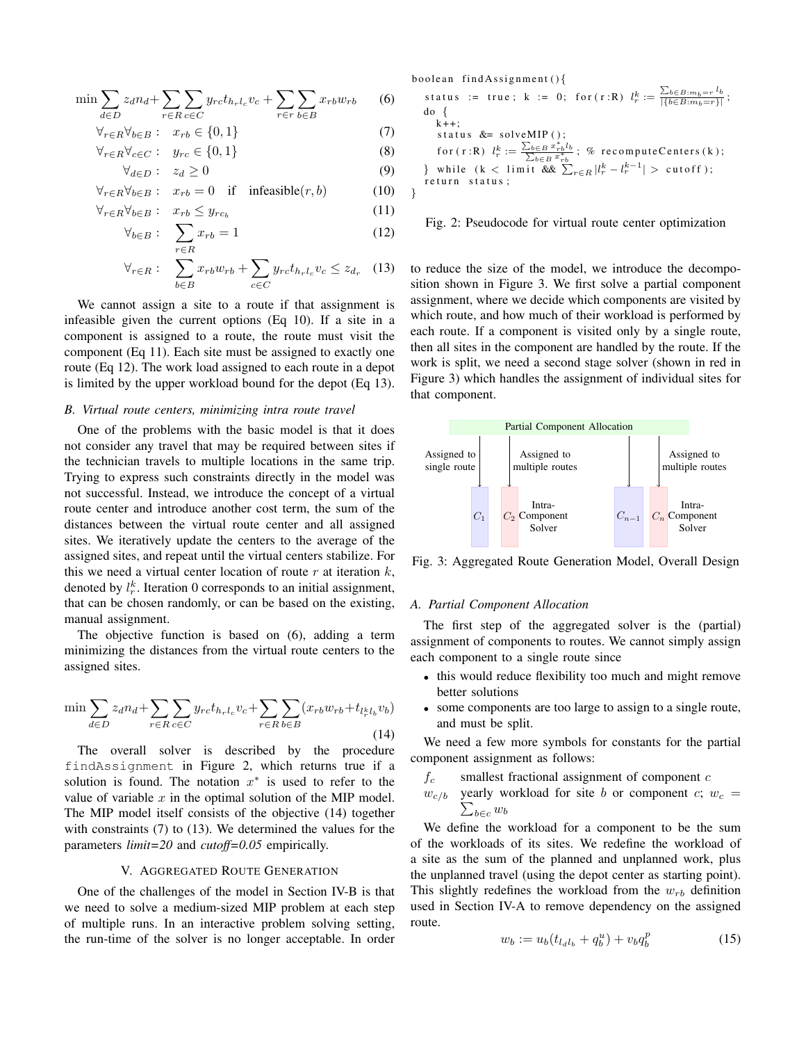$$\min \sum_{d \in D} z_d n_d + \sum_{r \in R} \sum_{c \in C} y_{rc} t_{h_r l_c} v_c + \sum_{r \in r} \sum_{b \in B} x_{rb} w_{rb} \tag{6}$$

$$\forall_{r \in R} \forall_{b \in B} : \quad x_{rb} \in \{0, 1\} \tag{7}$$

$$\forall_{r \in R} \forall_{c \in C} : \quad y_{rc} \in \{0, 1\} \tag{8}$$

$$\forall_{d \in D} : \quad z_d \geq 0 \tag{9}$$

$$\forall_{r \in R} \forall_{b \in B} : \quad x_{rb} = 0 \quad \text{if} \quad \text{infeasible}(r, b) \tag{10}$$

$$\forall_{r \in R} \forall_{b \in B} : \quad x_{rb} \leq y_{rc_b} \tag{11}$$

$$\forall_{b \in B} : \quad \sum_{r \in R} x_{rb} = 1 \tag{12}$$

$$\forall_{r \in R} : \quad \sum_{b \in B} x_{rb} w_{rb} + \sum_{c \in C} y_{rc} t_{h_r l_c} v_c \leq z_{d_r} \tag{13}$$

We cannot assign a site to a route if that assignment is infeasible given the current options (Eq 10). If a site in a component is assigned to a route, the route must visit the component (Eq 11). Each site must be assigned to exactly one route (Eq 12). The work load assigned to each route in a depot is limited by the upper workload bound for the depot (Eq 13).

### B. Virtual route centers, minimizing intra route travel

One of the problems with the basic model is that it does not consider any travel that may be required between sites if the technician travels to multiple locations in the same trip. Trying to express such constraints directly in the model was not successful. Instead, we introduce the concept of a virtual route center and introduce another cost term, the sum of the distances between the virtual route center and all assigned sites. We iteratively update the centers to the average of the assigned sites, and repeat until the virtual centers stabilize. For this we need a virtual center location of route $r$ at iteration $k$, denoted by $l_r^k$. Iteration 0 corresponds to an initial assignment, that can be chosen randomly, or can be based on the existing, manual assignment.

The objective function is based on (6), adding a term minimizing the distances from the virtual route centers to the assigned sites.

$$\min \sum_{d \in D} z_d n_d + \sum_{r \in R} \sum_{c \in C} y_{rc} t_{h_r l_c} v_c + \sum_{r \in R} \sum_{b \in B} (x_{rb} w_{rb} + t_{l_r^k l_b} v_b) \tag{14}$$

The overall solver is described by the procedure `findAssignment` in Figure 2, which returns true if a solution is found. The notation $x^*$ is used to refer to the value of variable $x$ in the optimal solution of the MIP model. The MIP model itself consists of the objective (14) together with constraints (7) to (13). We determined the values for the parameters *limit=20* and *cutoff=0.05* empirically.

```
boolean findAssignment(){
  status := true; k := 0; for(r:R) l_r^k := Σ_{b∈B:m_b=r} l_b / |{b∈B:m_b=r}|;
  do {
    k++;
    status &= solveMIP();
    for(r:R) l_r^k := Σ_{b∈B} x*_rb l_b / Σ_{b∈B} x*_rb; % recomputeCenters(k);
  } while (k < limit && Σ_{r∈R} |l_r^k − l_r^{k−1}| > cutoff);
  return status;
}
```

Fig. 2: Pseudocode for virtual route center optimization

## V. Aggregated Route Generation

One of the challenges of the model in Section IV-B is that we need to solve a medium-sized MIP problem at each step of multiple runs. In an interactive problem solving setting, the run-time of the solver is no longer acceptable. In order to reduce the size of the model, we introduce the decomposition shown in Figure 3. We first solve a partial component assignment, where we decide which components are visited by which route, and how much of their workload is performed by each route. If a component is visited only by a single route, then all sites in the component are handled by the route. If the work is split, we need a second stage solver (shown in red in Figure 3) which handles the assignment of individual sites for that component.

| Partial Component Allocation | | | |
|---|---|---|---|
| Assigned to single route | Assigned to multiple routes | | Assigned to multiple routes |
| $C_1$ | $C_2$ Intra-Component Solver | $C_{n-1}$ | $C_n$ Intra-Component Solver |

Fig. 3: Aggregated Route Generation Model, Overall Design

### A. Partial Component Allocation

The first step of the aggregated solver is the (partial) assignment of components to routes. We cannot simply assign each component to a single route since

- this would reduce flexibility too much and might remove better solutions
- some components are too large to assign to a single route, and must be split.

We need a few more symbols for constants for the partial component assignment as follows:

$f_c$ smallest fractional assignment of component $c$

$w_{c/b}$ yearly workload for site $b$ or component $c$; $w_c = \sum_{b \in c} w_b$

We define the workload for a component to be the sum of the workloads of its sites. We redefine the workload of a site as the sum of the planned and unplanned work, plus the unplanned travel (using the depot center as starting point). This slightly redefines the workload from the $w_{rb}$ definition used in Section IV-A to remove dependency on the assigned route.

$$w_b := u_b(t_{l_d l_b} + q_b^u) + v_b q_b^p \tag{15}$$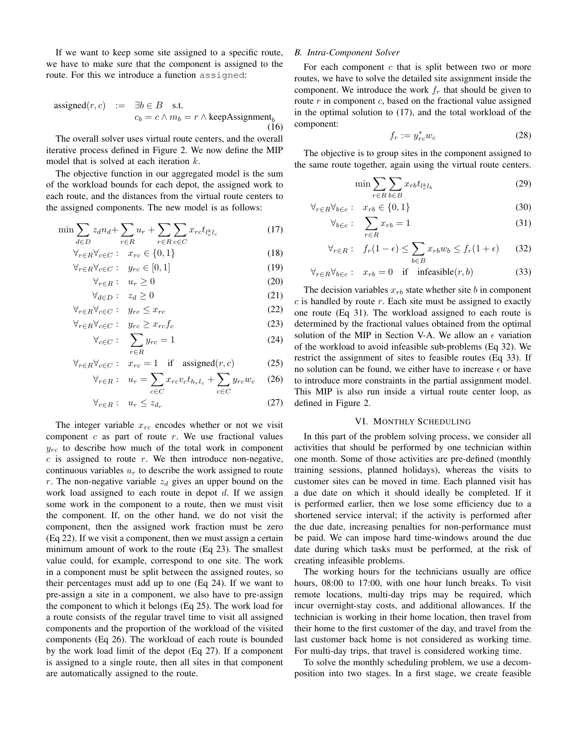If we want to keep some site assigned to a specific route, we have to make sure that the component is assigned to the route. For this we introduce a function assigned:

$$\text{assigned}(r,c) \quad := \quad \exists b \in B \quad \text{s.t.} \quad c_b = c \wedge m_b = r \wedge \text{keepAssignment}_b \tag{16}$$

The overall solver uses virtual route centers, and the overall iterative process defined in Figure 2. We now define the MIP model that is solved at each iteration $k$.

The objective function in our aggregated model is the sum of the workload bounds for each depot, the assigned work to each route, and the distances from the virtual route centers to the assigned components. The new model is as follows:

$$\min \sum_{d \in D} z_d n_d + \sum_{r \in R} u_r + \sum_{r \in R} \sum_{c \in C} x_{rc} t_{l_r^k l_c} \tag{17}$$

$$\forall_{r \in R} \forall_{c \in C}: \quad x_{rc} \in \{0,1\} \tag{18}$$

$$\forall_{r \in R} \forall_{c \in C}: \quad y_{rc} \in [0,1] \tag{19}$$

$$\forall_{r \in R}: \quad u_r \geq 0 \tag{20}$$

$$\forall_{d \in D}: \quad z_d \geq 0 \tag{21}$$

$$\forall_{r \in R} \forall_{c \in C}: \quad y_{rc} \leq x_{rc} \tag{22}$$

$$\forall_{r \in R} \forall_{c \in C}: \quad y_{rc} \geq x_{rc} f_c \tag{23}$$

$$\forall_{c \in C}: \quad \sum_{r \in R} y_{rc} = 1 \tag{24}$$

$$\forall_{r \in R} \forall_{c \in C}: \quad x_{rc} = 1 \quad \text{if} \quad \text{assigned}(r,c) \tag{25}$$

$$\forall_{r \in R}: \quad u_r = \sum_{c \in C} x_{rc} v_c t_{h_r l_c} + \sum_{c \in C} y_{rc} w_c \tag{26}$$

$$\forall_{r \in R}: \quad u_r \leq z_{d_r} \tag{27}$$

The integer variable $x_{rc}$ encodes whether or not we visit component $c$ as part of route $r$. We use fractional values $y_{rc}$ to describe how much of the total work in component $c$ is assigned to route $r$. We then introduce non-negative, continuous variables $u_r$ to describe the work assigned to route $r$. The non-negative variable $z_d$ gives an upper bound on the work load assigned to each route in depot $d$. If we assign some work in the component to a route, then we must visit the component. If, on the other hand, we do not visit the component, then the assigned work fraction must be zero (Eq 22). If we visit a component, then we must assign a certain minimum amount of work to the route (Eq 23). The smallest value could, for example, correspond to one site. The work in a component must be split between the assigned routes, so their percentages must add up to one (Eq 24). If we want to pre-assign a site in a component, we also have to pre-assign the component to which it belongs (Eq 25). The work load for a route consists of the regular travel time to visit all assigned components and the proportion of the workload of the visited components (Eq 26). The workload of each route is bounded by the work load limit of the depot (Eq 27). If a component is assigned to a single route, then all sites in that component are automatically assigned to the route.

### *B. Intra-Component Solver*

For each component $c$ that is split between two or more routes, we have to solve the detailed site assignment inside the component. We introduce the work $f_r$ that should be given to route $r$ in component $c$, based on the fractional value assigned in the optimal solution to (17), and the total workload of the component:

$$f_r := y^*_{rc} w_c \tag{28}$$

The objective is to group sites in the component assigned to the same route together, again using the virtual route centers.

$$\min \sum_{r \in R} \sum_{b \in B} x_{rb} t_{l_r^k l_b} \tag{29}$$

$$\forall_{r \in R} \forall_{b \in c}: \quad x_{rb} \in \{0,1\} \tag{30}$$

$$\forall_{b \in c}: \quad \sum_{r \in R} x_{rb} = 1 \tag{31}$$

$$\forall_{r \in R}: \quad f_r(1-\epsilon) \leq \sum_{b \in B} x_{rb} w_b \leq f_r(1+\epsilon) \tag{32}$$

$$\forall_{r \in R} \forall_{b \in c}: \quad x_{rb} = 0 \quad \text{if} \quad \text{infeasible}(r,b) \tag{33}$$

The decision variables $x_{rb}$ state whether site $b$ in component $c$ is handled by route $r$. Each site must be assigned to exactly one route (Eq 31). The workload assigned to each route is determined by the fractional values obtained from the optimal solution of the MIP in Section V-A. We allow an $\epsilon$ variation of the workload to avoid infeasible sub-problems (Eq 32). We restrict the assignment of sites to feasible routes (Eq 33). If no solution can be found, we either have to increase $\epsilon$ or have to introduce more constraints in the partial assignment model. This MIP is also run inside a virtual route center loop, as defined in Figure 2.

## VI. Monthly Scheduling

In this part of the problem solving process, we consider all activities that should be performed by one technician within one month. Some of those activities are pre-defined (monthly training sessions, planned holidays), whereas the visits to customer sites can be moved in time. Each planned visit has a due date on which it should ideally be completed. If it is performed earlier, then we lose some efficiency due to a shortened service interval; if the activity is performed after the due date, increasing penalties for non-performance must be paid. We can impose hard time-windows around the due date during which tasks must be performed, at the risk of creating infeasible problems.

The working hours for the technicians usually are office hours, 08:00 to 17:00, with one hour lunch breaks. To visit remote locations, multi-day trips may be required, which incur overnight-stay costs, and additional allowances. If the technician is working in their home location, then travel from their home to the first customer of the day, and travel from the last customer back home is not considered as working time. For multi-day trips, that travel is considered working time.

To solve the monthly scheduling problem, we use a decomposition into two stages. In a first stage, we create feasible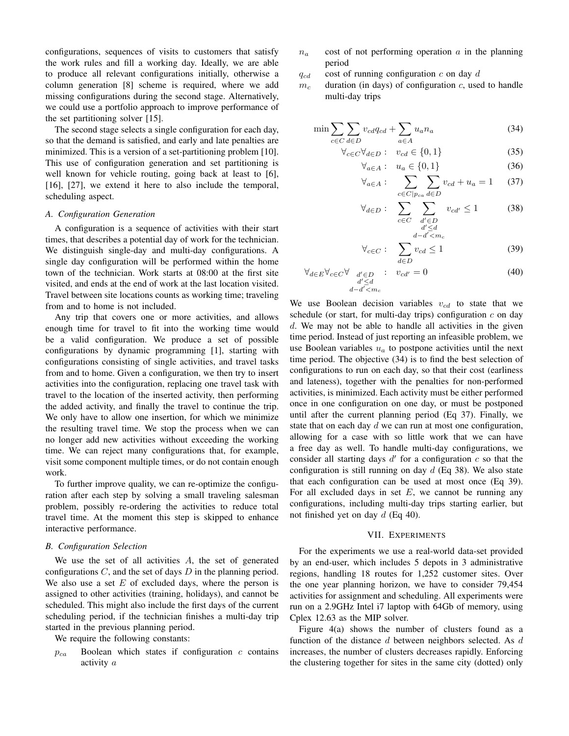configurations, sequences of visits to customers that satisfy the work rules and fill a working day. Ideally, we are able to produce all relevant configurations initially, otherwise a column generation [8] scheme is required, where we add missing configurations during the second stage. Alternatively, we could use a portfolio approach to improve performance of the set partitioning solver [15].

The second stage selects a single configuration for each day, so that the demand is satisfied, and early and late penalties are minimized. This is a version of a set-partitioning problem [10]. This use of configuration generation and set partitioning is well known for vehicle routing, going back at least to [6], [16], [27], we extend it here to also include the temporal, scheduling aspect.

### A. Configuration Generation

A configuration is a sequence of activities with their start times, that describes a potential day of work for the technician. We distinguish single-day and multi-day configurations. A single day configuration will be performed within the home town of the technician. Work starts at 08:00 at the first site visited, and ends at the end of work at the last location visited. Travel between site locations counts as working time; traveling from and to home is not included.

Any trip that covers one or more activities, and allows enough time for travel to fit into the working time would be a valid configuration. We produce a set of possible configurations by dynamic programming [1], starting with configurations consisting of single activities, and travel tasks from and to home. Given a configuration, we then try to insert activities into the configuration, replacing one travel task with travel to the location of the inserted activity, then performing the added activity, and finally the travel to continue the trip. We only have to allow one insertion, for which we minimize the resulting travel time. We stop the process when we can no longer add new activities without exceeding the working time. We can reject many configurations that, for example, visit some component multiple times, or do not contain enough work.

To further improve quality, we can re-optimize the configuration after each step by solving a small traveling salesman problem, possibly re-ordering the activities to reduce total travel time. At the moment this step is skipped to enhance interactive performance.

### B. Configuration Selection

We use the set of all activities $A$, the set of generated configurations $C$, and the set of days $D$ in the planning period. We also use a set $E$ of excluded days, where the person is assigned to other activities (training, holidays), and cannot be scheduled. This might also include the first days of the current scheduling period, if the technician finishes a multi-day trip started in the previous planning period.

We require the following constants:

- $p_{ca}$ Boolean which states if configuration $c$ contains activity $a$
- $n_a$ cost of not performing operation $a$ in the planning period
- $q_{cd}$ cost of running configuration $c$ on day $d$
- $m_c$ duration (in days) of configuration $c$, used to handle multi-day trips

$$\min \sum_{c \in C} \sum_{d \in D} v_{cd} q_{cd} + \sum_{a \in A} u_a n_a \tag{34}$$

$$\forall_{c \in C} \forall_{d \in D} : \quad v_{cd} \in \{0, 1\} \tag{35}$$

$$\forall_{a \in A} : \quad u_a \in \{0, 1\} \tag{36}$$

$$\forall_{a \in A} : \quad \sum_{c \in C | p_{ca}} \sum_{d \in D} v_{cd} + u_a = 1 \tag{37}$$

$$\forall_{d \in D} : \quad \sum_{c \in C} \sum_{\substack{d' \in D \\ d' \leq d \\ d - d' < m_c}} v_{cd'} \leq 1 \tag{38}$$

$$\forall_{c \in C} : \quad \sum_{d \in D} v_{cd} \leq 1 \tag{39}$$

$$\forall_{d \in E} \forall_{c \in C} \forall_{\substack{d' \in D \\ d' \leq d \\ d - d' < m_c}} : \quad v_{cd'} = 0 \tag{40}$$

We use Boolean decision variables $v_{cd}$ to state that we schedule (or start, for multi-day trips) configuration $c$ on day $d$. We may not be able to handle all activities in the given time period. Instead of just reporting an infeasible problem, we use Boolean variables $u_a$ to postpone activities until the next time period. The objective (34) is to find the best selection of configurations to run on each day, so that their cost (earliness and lateness), together with the penalties for non-performed activities, is minimized. Each activity must be either performed once in one configuration on one day, or must be postponed until after the current planning period (Eq 37). Finally, we state that on each day $d$ we can run at most one configuration, allowing for a case with so little work that we can have a free day as well. To handle multi-day configurations, we consider all starting days $d'$ for a configuration $c$ so that the configuration is still running on day $d$ (Eq 38). We also state that each configuration can be used at most once (Eq 39). For all excluded days in set $E$, we cannot be running any configurations, including multi-day trips starting earlier, but not finished yet on day $d$ (Eq 40).

## VII. Experiments

For the experiments we use a real-world data-set provided by an end-user, which includes 5 depots in 3 administrative regions, handling 18 routes for 1,252 customer sites. Over the one year planning horizon, we have to consider 79,454 activities for assignment and scheduling. All experiments were run on a 2.9GHz Intel i7 laptop with 64Gb of memory, using Cplex 12.63 as the MIP solver.

Figure 4(a) shows the number of clusters found as a function of the distance $d$ between neighbors selected. As $d$ increases, the number of clusters decreases rapidly. Enforcing the clustering together for sites in the same city (dotted) only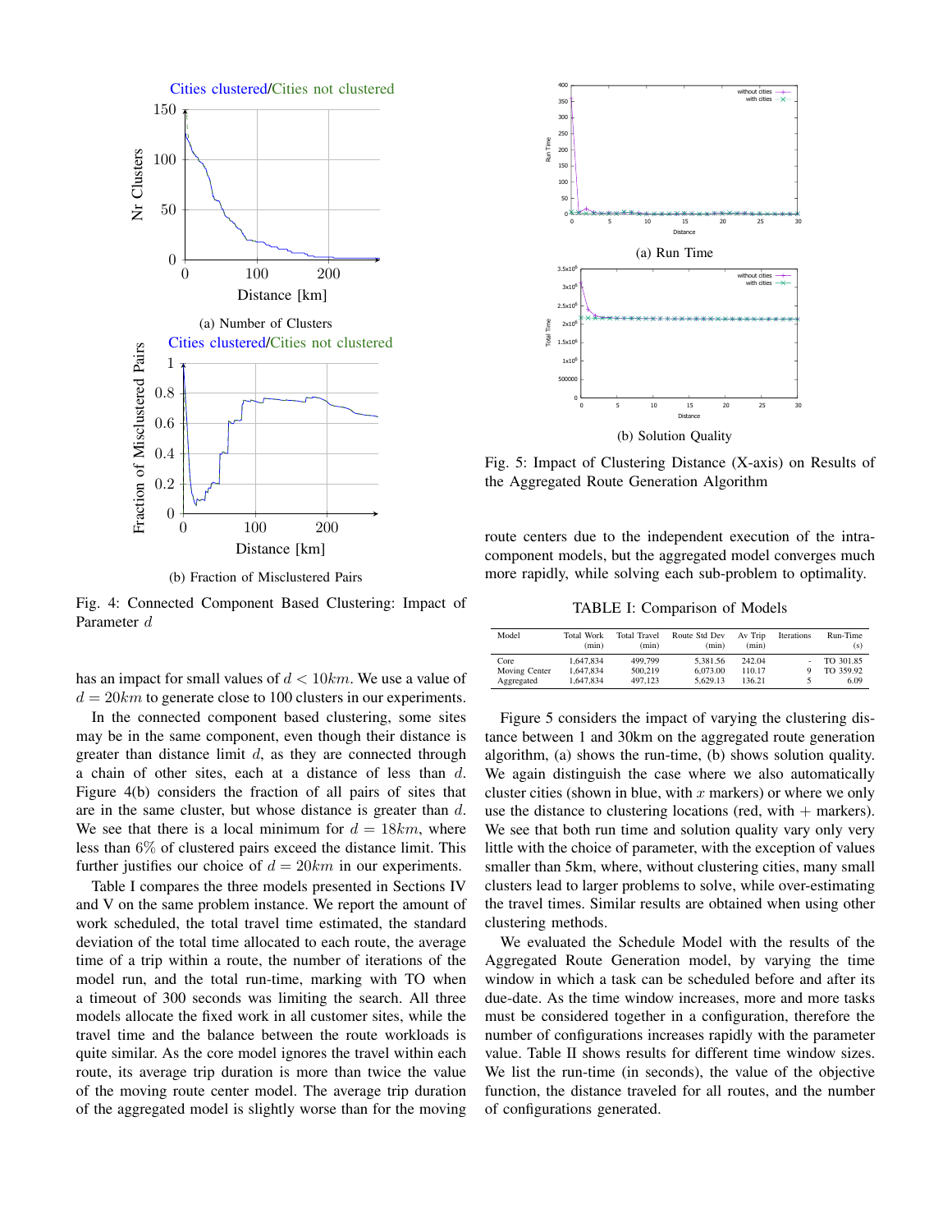Cities clustered/Cities not clustered

(a) Number of Clusters

Cities clustered/Cities not clustered

(b) Fraction of Misclustered Pairs

Fig. 4: Connected Component Based Clustering: Impact of Parameter $d$

has an impact for small values of $d < 10km$. We use a value of $d = 20km$ to generate close to 100 clusters in our experiments.

In the connected component based clustering, some sites may be in the same component, even though their distance is greater than distance limit $d$, as they are connected through a chain of other sites, each at a distance of less than $d$. Figure 4(b) considers the fraction of all pairs of sites that are in the same cluster, but whose distance is greater than $d$. We see that there is a local minimum for $d = 18km$, where less than 6% of clustered pairs exceed the distance limit. This further justifies our choice of $d = 20km$ in our experiments.

Table I compares the three models presented in Sections IV and V on the same problem instance. We report the amount of work scheduled, the total travel time estimated, the standard deviation of the total time allocated to each route, the average time of a trip within a route, the number of iterations of the model run, and the total run-time, marking with TO when a timeout of 300 seconds was limiting the search. All three models allocate the fixed work in all customer sites, while the travel time and the balance between the route workloads is quite similar. As the core model ignores the travel within each route, its average trip duration is more than twice the value of the moving route center model. The average trip duration of the aggregated model is slightly worse than for the moving

(a) Run Time

(b) Solution Quality

Fig. 5: Impact of Clustering Distance (X-axis) on Results of the Aggregated Route Generation Algorithm

route centers due to the independent execution of the intra-component models, but the aggregated model converges much more rapidly, while solving each sub-problem to optimality.

TABLE I: Comparison of Models

| Model | Total Work (min) | Total Travel (min) | Route Std Dev (min) | Av Trip (min) | Iterations | Run-Time (s) |
|---|---|---|---|---|---|---|
| Core | 1,647,834 | 499,799 | 5,381.56 | 242.04 | - | TO 301.85 |
| Moving Center | 1,647,834 | 500,219 | 6,073.00 | 110.17 | 9 | TO 359.92 |
| Aggregated | 1,647,834 | 497,123 | 5,629.13 | 136.21 | 5 | 6.09 |

Figure 5 considers the impact of varying the clustering distance between 1 and 30km on the aggregated route generation algorithm, (a) shows the run-time, (b) shows solution quality. We again distinguish the case where we also automatically cluster cities (shown in blue, with $x$ markers) or where we only use the distance to clustering locations (red, with + markers). We see that both run time and solution quality vary only very little with the choice of parameter, with the exception of values smaller than 5km, where, without clustering cities, many small clusters lead to larger problems to solve, while over-estimating the travel times. Similar results are obtained when using other clustering methods.

We evaluated the Schedule Model with the results of the Aggregated Route Generation model, by varying the time window in which a task can be scheduled before and after its due-date. As the time window increases, more and more tasks must be considered together in a configuration, therefore the number of configurations increases rapidly with the parameter value. Table II shows results for different time window sizes. We list the run-time (in seconds), the value of the objective function, the distance traveled for all routes, and the number of configurations generated.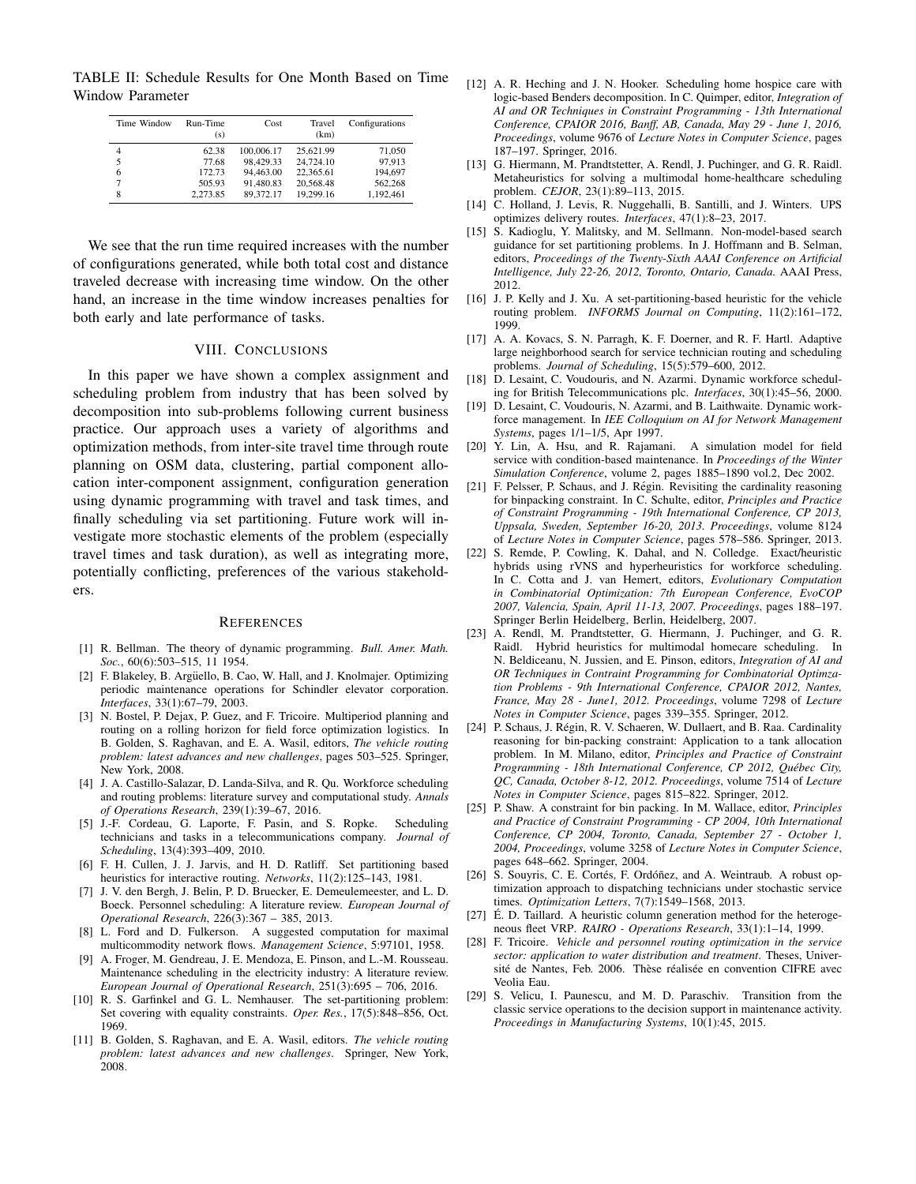TABLE II: Schedule Results for One Month Based on Time Window Parameter

| Time Window | Run-Time (s) | Cost | Travel (km) | Configurations |
|---|---|---|---|---|
| 4 | 62.38 | 100,006.17 | 25,621.99 | 71,050 |
| 5 | 77.68 | 98,429.33 | 24,724.10 | 97,913 |
| 6 | 172.73 | 94,463.00 | 22,365.61 | 194,697 |
| 7 | 505.93 | 91,480.83 | 20,568.48 | 562,268 |
| 8 | 2,273.85 | 89,372.17 | 19,299.16 | 1,192,461 |

We see that the run time required increases with the number of configurations generated, while both total cost and distance traveled decrease with increasing time window. On the other hand, an increase in the time window increases penalties for both early and late performance of tasks.

## VIII. Conclusions

In this paper we have shown a complex assignment and scheduling problem from industry that has been solved by decomposition into sub-problems following current business practice. Our approach uses a variety of algorithms and optimization methods, from inter-site travel time through route planning on OSM data, clustering, partial component allocation inter-component assignment, configuration generation using dynamic programming with travel and task times, and finally scheduling via set partitioning. Future work will investigate more stochastic elements of the problem (especially travel times and task duration), as well as integrating more, potentially conflicting, preferences of the various stakeholders.

## References

[1] R. Bellman. The theory of dynamic programming. *Bull. Amer. Math. Soc.*, 60(6):503–515, 11 1954.

[2] F. Blakeley, B. Argüello, B. Cao, W. Hall, and J. Knolmajer. Optimizing periodic maintenance operations for Schindler elevator corporation. *Interfaces*, 33(1):67–79, 2003.

[3] N. Bostel, P. Dejax, P. Guez, and F. Tricoire. Multiperiod planning and routing on a rolling horizon for field force optimization logistics. In B. Golden, S. Raghavan, and E. A. Wasil, editors, *The vehicle routing problem: latest advances and new challenges*, pages 503–525. Springer, New York, 2008.

[4] J. A. Castillo-Salazar, D. Landa-Silva, and R. Qu. Workforce scheduling and routing problems: literature survey and computational study. *Annals of Operations Research*, 239(1):39–67, 2016.

[5] J.-F. Cordeau, G. Laporte, F. Pasin, and S. Ropke. Scheduling technicians and tasks in a telecommunications company. *Journal of Scheduling*, 13(4):393–409, 2010.

[6] F. H. Cullen, J. J. Jarvis, and H. D. Ratliff. Set partitioning based heuristics for interactive routing. *Networks*, 11(2):125–143, 1981.

[7] J. V. den Bergh, J. Belin, P. D. Bruecker, E. Demeulemeester, and L. D. Boeck. Personnel scheduling: A literature review. *European Journal of Operational Research*, 226(3):367 – 385, 2013.

[8] L. Ford and D. Fulkerson. A suggested computation for maximal multicommodity network flows. *Management Science*, 5:97101, 1958.

[9] A. Froger, M. Gendreau, J. E. Mendoza, E. Pinson, and L.-M. Rousseau. Maintenance scheduling in the electricity industry: A literature review. *European Journal of Operational Research*, 251(3):695 – 706, 2016.

[10] R. S. Garfinkel and G. L. Nemhauser. The set-partitioning problem: Set covering with equality constraints. *Oper. Res.*, 17(5):848–856, Oct. 1969.

[11] B. Golden, S. Raghavan, and E. A. Wasil, editors. *The vehicle routing problem: latest advances and new challenges*. Springer, New York, 2008.

[12] A. R. Heching and J. N. Hooker. Scheduling home hospice care with logic-based Benders decomposition. In C. Quimper, editor, *Integration of AI and OR Techniques in Constraint Programming - 13th International Conference, CPAIOR 2016, Banff, AB, Canada, May 29 - June 1, 2016, Proceedings*, volume 9676 of *Lecture Notes in Computer Science*, pages 187–197. Springer, 2016.

[13] G. Hiermann, M. Prandtstetter, A. Rendl, J. Puchinger, and G. R. Raidl. Metaheuristics for solving a multimodal home-healthcare scheduling problem. *CEJOR*, 23(1):89–113, 2015.

[14] C. Holland, J. Levis, R. Nuggehalli, B. Santilli, and J. Winters. UPS optimizes delivery routes. *Interfaces*, 47(1):8–23, 2017.

[15] S. Kadioglu, Y. Malitsky, and M. Sellmann. Non-model-based search guidance for set partitioning problems. In J. Hoffmann and B. Selman, editors, *Proceedings of the Twenty-Sixth AAAI Conference on Artificial Intelligence, July 22-26, 2012, Toronto, Ontario, Canada*. AAAI Press, 2012.

[16] J. P. Kelly and J. Xu. A set-partitioning-based heuristic for the vehicle routing problem. *INFORMS Journal on Computing*, 11(2):161–172, 1999.

[17] A. A. Kovacs, S. N. Parragh, K. F. Doerner, and R. F. Hartl. Adaptive large neighborhood search for service technician routing and scheduling problems. *Journal of Scheduling*, 15(5):579–600, 2012.

[18] D. Lesaint, C. Voudouris, and N. Azarmi. Dynamic workforce scheduling for British Telecommunications plc. *Interfaces*, 30(1):45–56, 2000.

[19] D. Lesaint, C. Voudouris, N. Azarmi, and B. Laithwaite. Dynamic workforce management. In *IEE Colloquium on AI for Network Management Systems*, pages 1/1–1/5, Apr 1997.

[20] Y. Lin, A. Hsu, and R. Rajamani. A simulation model for field service with condition-based maintenance. In *Proceedings of the Winter Simulation Conference*, volume 2, pages 1885–1890 vol.2, Dec 2002.

[21] F. Pelsser, P. Schaus, and J. Régin. Revisiting the cardinality reasoning for binpacking constraint. In C. Schulte, editor, *Principles and Practice of Constraint Programming - 19th International Conference, CP 2013, Uppsala, Sweden, September 16-20, 2013. Proceedings*, volume 8124 of *Lecture Notes in Computer Science*, pages 578–586. Springer, 2013.

[22] S. Remde, P. Cowling, K. Dahal, and N. Colledge. Exact/heuristic hybrids using rVNS and hyperheuristics for workforce scheduling. In C. Cotta and J. van Hemert, editors, *Evolutionary Computation in Combinatorial Optimization: 7th European Conference, EvoCOP 2007, Valencia, Spain, April 11-13, 2007. Proceedings*, pages 188–197. Springer Berlin Heidelberg, Berlin, Heidelberg, 2007.

[23] A. Rendl, M. Prandtstetter, G. Hiermann, J. Puchinger, and G. R. Raidl. Hybrid heuristics for multimodal homecare scheduling. In N. Beldiceanu, N. Jussien, and E. Pinson, editors, *Integration of AI and OR Techniques in Contraint Programming for Combinatorial Optimzation Problems - 9th International Conference, CPAIOR 2012, Nantes, France, May 28 - June1, 2012. Proceedings*, volume 7298 of *Lecture Notes in Computer Science*, pages 339–355. Springer, 2012.

[24] P. Schaus, J. Régin, R. V. Schaeren, W. Dullaert, and B. Raa. Cardinality reasoning for bin-packing constraint: Application to a tank allocation problem. In M. Milano, editor, *Principles and Practice of Constraint Programming - 18th International Conference, CP 2012, Québec City, QC, Canada, October 8-12, 2012. Proceedings*, volume 7514 of *Lecture Notes in Computer Science*, pages 815–822. Springer, 2012.

[25] P. Shaw. A constraint for bin packing. In M. Wallace, editor, *Principles and Practice of Constraint Programming - CP 2004, 10th International Conference, CP 2004, Toronto, Canada, September 27 - October 1, 2004, Proceedings*, volume 3258 of *Lecture Notes in Computer Science*, pages 648–662. Springer, 2004.

[26] S. Souyris, C. E. Cortés, F. Ordóñez, and A. Weintraub. A robust optimization approach to dispatching technicians under stochastic service times. *Optimization Letters*, 7(7):1549–1568, 2013.

[27] É. D. Taillard. A heuristic column generation method for the heterogeneous fleet VRP. *RAIRO - Operations Research*, 33(1):1–14, 1999.

[28] F. Tricoire. *Vehicle and personnel routing optimization in the service sector: application to water distribution and treatment*. Theses, Université de Nantes, Feb. 2006. Thèse réalisée en convention CIFRE avec Veolia Eau.

[29] S. Velicu, I. Paunescu, and M. D. Paraschiv. Transition from the classic service operations to the decision support in maintenance activity. *Proceedings in Manufacturing Systems*, 10(1):45, 2015.